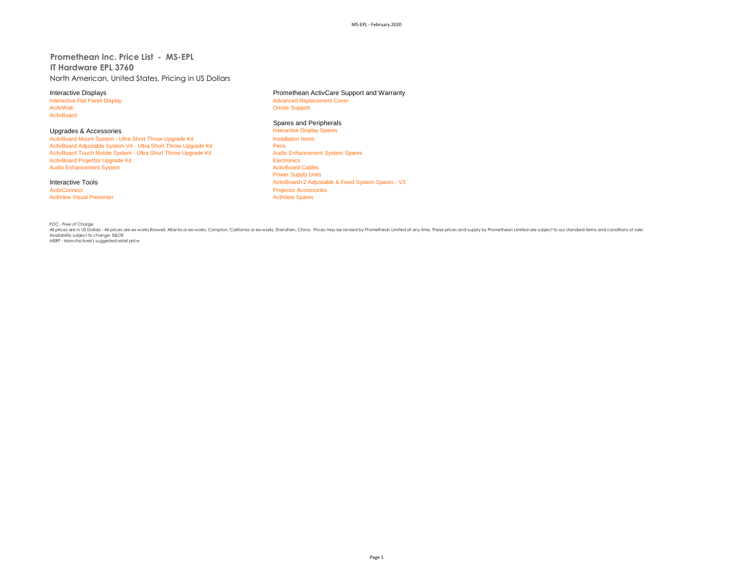# Promethean Inc. Price List - MS-EPL

## IT Hardware EPL 3760

North American, United States, Pricing in US Dollars

### Interactive Displays

- Interactive Flat Panel Display
- ActivWall
- ActivBoard

### Upgrades & Accessories

- ActivBoard Mount System - Ultra Short Throw Upgrade Kit
- ActivBoard Adjustable System V4 - Ultra Short Throw Upgrade Kit
- ActivBoard Touch Mobile System - Ultra Short Throw Upgrade Kit
- ActivBoard Projector Upgrade Kit
- Audio Enhancement System

### Interactive Tools

- ActivConnect
- ActiView Visual Presenter

### Promethean ActivCare Support and Warranty

- Advanced Replacement Cover
- Onsite Support

### Spares and Peripherals

- Interactive Display Spares
- Installation Items
- Pens
- Audio Enhancement System Spares
- Electronics
- ActivBoard Cables
- Power Supply Units
- ActivBoard+2 Adjustable & Fixed System Spares - V3
- Projector Accessories
- ActiView Spares

FOC - Free of Charge.
All prices are in US Dollars - All prices are ex-works Roswell, Atlanta or ex-works, Compton, California or ex-works, Shenzhen, China. Prices may be revised by Promethean Limited at any time. These prices and supply by Promethean Limited are subject to our standard terms and conditions of sale.
Availability subject to change. E&OE
MSRP - Manufacturer's suggested retail price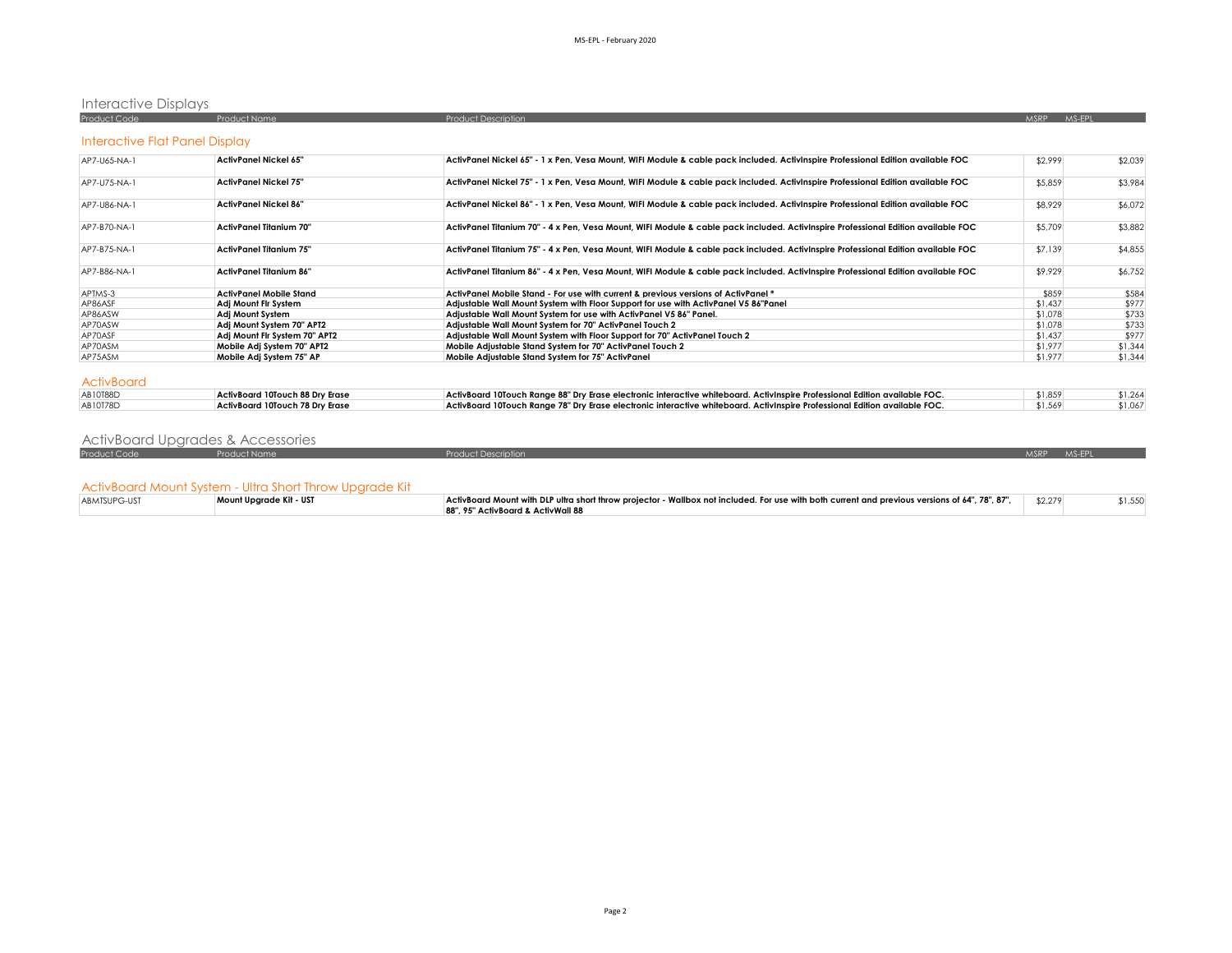## Interactive Displays

| Product Code | Product Name | Product Description | MSRP | MS-EPL |
|---|---|---|---|---|

### Interactive Flat Panel Display

| Product Code | Product Name | Product Description | MSRP | MS-EPL |
|---|---|---|---|---|
| AP7-U65-NA-1 | **ActivPanel Nickel 65"** | **ActivPanel Nickel 65" - 1 x Pen, Vesa Mount, WIFI Module & cable pack included. ActivInspire Professional Edition available FOC** | $2,999 | $2,039 |
| AP7-U75-NA-1 | **ActivPanel Nickel 75"** | **ActivPanel Nickel 75" - 1 x Pen, Vesa Mount, WIFI Module & cable pack included. ActivInspire Professional Edition available FOC** | $5,859 | $3,984 |
| AP7-U86-NA-1 | **ActivPanel Nickel 86"** | **ActivPanel Nickel 86" - 1 x Pen, Vesa Mount, WIFI Module & cable pack included. ActivInspire Professional Edition available FOC** | $8,929 | $6,072 |
| AP7-B70-NA-1 | **ActivPanel Titanium 70"** | **ActivPanel Titanium 70" - 4 x Pen, Vesa Mount, WIFI Module & cable pack included. ActivInspire Professional Edition available FOC** | $5,709 | $3,882 |
| AP7-B75-NA-1 | **ActivPanel Titanium 75"** | **ActivPanel Titanium 75" - 4 x Pen, Vesa Mount, WIFI Module & cable pack included. ActivInspire Professional Edition available FOC** | $7,139 | $4,855 |
| AP7-B86-NA-1 | **ActivPanel Titanium 86"** | **ActivPanel Titanium 86" - 4 x Pen, Vesa Mount, WIFI Module & cable pack included. ActivInspire Professional Edition available FOC** | $9,929 | $6,752 |
| APTMS-3 | **ActivPanel Mobile Stand** | **ActivPanel Mobile Stand - For use with current & previous versions of ActivPanel \*** | $859 | $584 |
| AP86ASF | **Adj Mount Flr System** | **Adjustable Wall Mount System with Floor Support for use with ActivPanel V5 86"Panel** | $1,437 | $977 |
| AP86ASW | **Adj Mount System** | **Adjustable Wall Mount System for use with ActivPanel V5 86" Panel.** | $1,078 | $733 |
| AP70ASW | **Adj Mount System 70" APT2** | **Adjustable Wall Mount System for 70" ActivPanel Touch 2** | $1,078 | $733 |
| AP70ASF | **Adj Mount Flr System 70" APT2** | **Adjustable Wall Mount System with Floor Support for 70" ActivPanel Touch 2** | $1,437 | $977 |
| AP70ASM | **Mobile Adj System 70" APT2** | **Mobile Adjustable Stand System for 70" ActivPanel Touch 2** | $1,977 | $1,344 |
| AP75ASM | **Mobile Adj System 75" AP** | **Mobile Adjustable Stand System for 75" ActivPanel** | $1,977 | $1,344 |

### ActivBoard

| Product Code | Product Name | Product Description | MSRP | MS-EPL |
|---|---|---|---|---|
| AB10T88D | **ActivBoard 10Touch 88 Dry Erase** | **ActivBoard 10Touch Range 88" Dry Erase electronic interactive whiteboard. ActivInspire Professional Edition available FOC.** | $1,859 | $1,264 |
| AB10T78D | **ActivBoard 10Touch 78 Dry Erase** | **ActivBoard 10Touch Range 78" Dry Erase electronic interactive whiteboard. ActivInspire Professional Edition available FOC.** | $1,569 | $1,067 |

## ActivBoard Upgrades & Accessories

| Product Code | Product Name | Product Description | MSRP | MS-EPL |
|---|---|---|---|---|

### ActivBoard Mount System - Ultra Short Throw Upgrade Kit

| Product Code | Product Name | Product Description | MSRP | MS-EPL |
|---|---|---|---|---|
| ABMTSUPG-UST | **Mount Upgrade Kit - UST** | **ActivBoard Mount with DLP ultra short throw projector - Wallbox not included. For use with both current and previous versions of 64", 78", 87", 88", 95" ActivBoard & ActivWall 88** | $2,279 | $1,550 |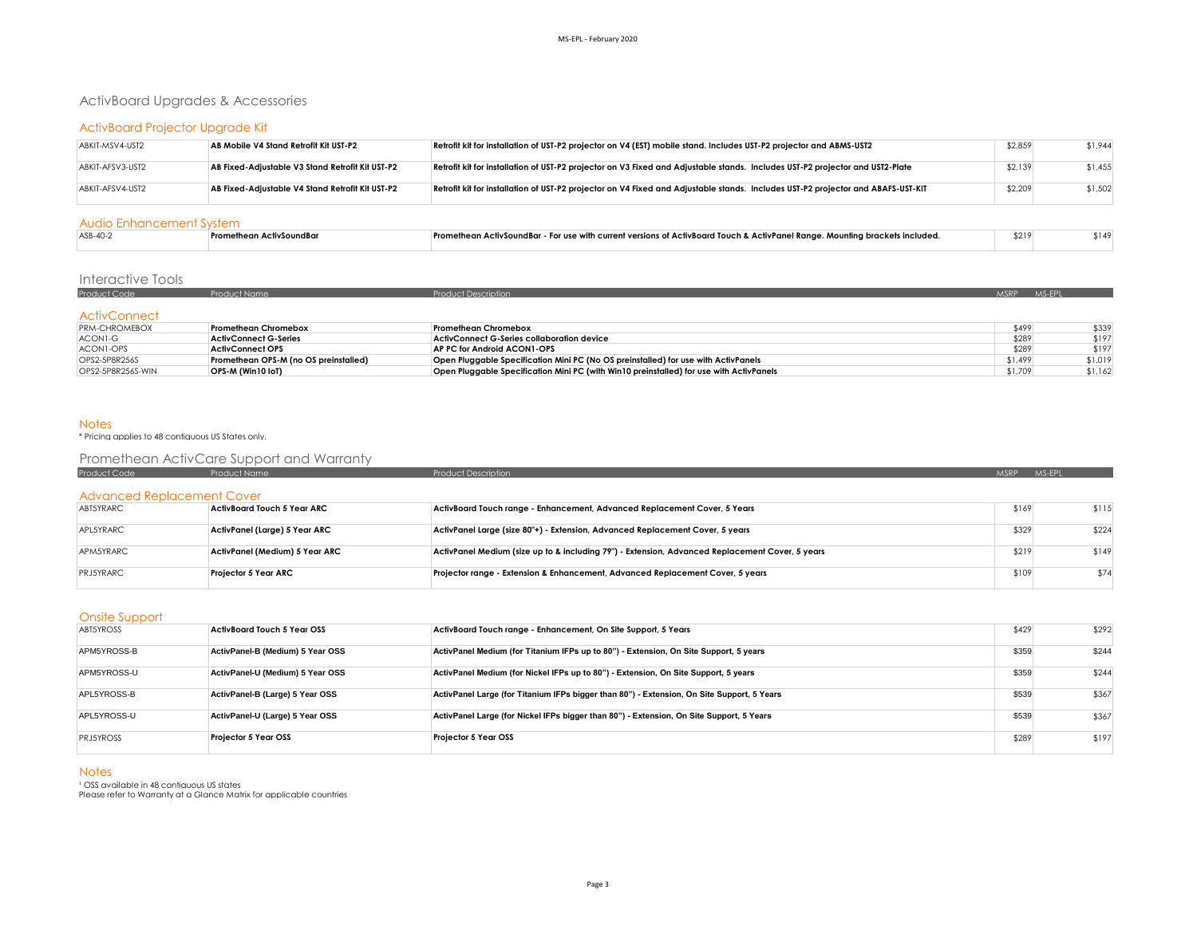# ActivBoard Upgrades & Accessories

## ActivBoard Projector Upgrade Kit

| | | | | |
|---|---|---|---|---|
| ABKIT-MSV4-UST2 | **AB Mobile V4 Stand Retrofit Kit UST-P2** | **Retrofit kit for installation of UST-P2 projector on V4 (EST) mobile stand. Includes UST-P2 projector and ABMS-UST2** | $2,859 | $1,944 |
| ABKIT-AFSV3-UST2 | **AB Fixed-Adjustable V3 Stand Retrofit Kit UST-P2** | **Retrofit kit for installation of UST-P2 projector on V3 Fixed and Adjustable stands. Includes UST-P2 projector and UST2-Plate** | $2,139 | $1,455 |
| ABKIT-AFSV4-UST2 | **AB Fixed-Adjustable V4 Stand Retrofit Kit UST-P2** | **Retrofit kit for installation of UST-P2 projector on V4 Fixed and Adjustable stands. Includes UST-P2 projector and ABAFS-UST-KIT** | $2,209 | $1,502 |

## Audio Enhancement System

| | | | | |
|---|---|---|---|---|
| ASB-40-2 | **Promethean ActivSoundBar** | **Promethean ActivSoundBar - For use with current versions of ActivBoard Touch & ActivPanel Range. Mounting brackets included.** | $219 | $149 |

# Interactive Tools

## ActivConnect

| Product Code | Product Name | Product Description | MSRP | MS-EPL |
|---|---|---|---|---|
| PRM-CHROMEBOX | **Promethean Chromebox** | **Promethean Chromebox** | $499 | $339 |
| ACON1-G | **ActivConnect G-Series** | **ActivConnect G-Series collaboration device** | $289 | $197 |
| ACON1-OPS | **ActivConnect OPS** | **AP PC for Android ACON1-OPS** | $289 | $197 |
| OPS2-5P8R256S | **Promethean OPS-M (no OS preinstalled)** | **Open Pluggable Specification Mini PC (No OS preinstalled) for use with ActivPanels** | $1,499 | $1,019 |
| OPS2-5P8R256S-WIN | **OPS-M (Win10 IoT)** | **Open Pluggable Specification Mini PC (with Win10 preinstalled) for use with ActivPanels** | $1,709 | $1,162 |

## Notes

* Pricing applies to 48 contiguous US States only.

# Promethean ActivCare Support and Warranty

## Advanced Replacement Cover

| Product Code | Product Name | Product Description | MSRP | MS-EPL |
|---|---|---|---|---|
| ABT5YRARC | **ActivBoard Touch 5 Year ARC** | **ActivBoard Touch range - Enhancement, Advanced Replacement Cover, 5 Years** | $169 | $115 |
| APL5YRARC | **ActivPanel (Large) 5 Year ARC** | **ActivPanel Large (size 80"+) - Extension, Advanced Replacement Cover, 5 years** | $329 | $224 |
| APM5YRARC | **ActivPanel (Medium) 5 Year ARC** | **ActivPanel Medium (size up to & including 79") - Extension, Advanced Replacement Cover, 5 years** | $219 | $149 |
| PRJ5YRARC | **Projector 5 Year ARC** | **Projector range - Extension & Enhancement, Advanced Replacement Cover, 5 years** | $109 | $74 |

## Onsite Support

| | | | | |
|---|---|---|---|---|
| ABT5YROSS | **ActivBoard Touch 5 Year OSS** | **ActivBoard Touch range - Enhancement, On Site Support, 5 Years** | $429 | $292 |
| APM5YROSS-B | **ActivPanel-B (Medium) 5 Year OSS** | **ActivPanel Medium (for Titanium IFPs up to 80") - Extension, On Site Support, 5 years** | $359 | $244 |
| APM5YROSS-U | **ActivPanel-U (Medium) 5 Year OSS** | **ActivPanel Medium (for Nickel IFPs up to 80") - Extension, On Site Support, 5 years** | $359 | $244 |
| APL5YROSS-B | **ActivPanel-B (Large) 5 Year OSS** | **ActivPanel Large (for Titanium IFPs bigger than 80") - Extension, On Site Support, 5 Years** | $539 | $367 |
| APL5YROSS-U | **ActivPanel-U (Large) 5 Year OSS** | **ActivPanel Large (for Nickel IFPs bigger than 80") - Extension, On Site Support, 5 Years** | $539 | $367 |
| PRJ5YROSS | **Projector 5 Year OSS** | **Projector 5 Year OSS** | $289 | $197 |

## Notes

[1] OSS available in 48 contiguous US states
Please refer to Warranty at a Glance Matrix for applicable countries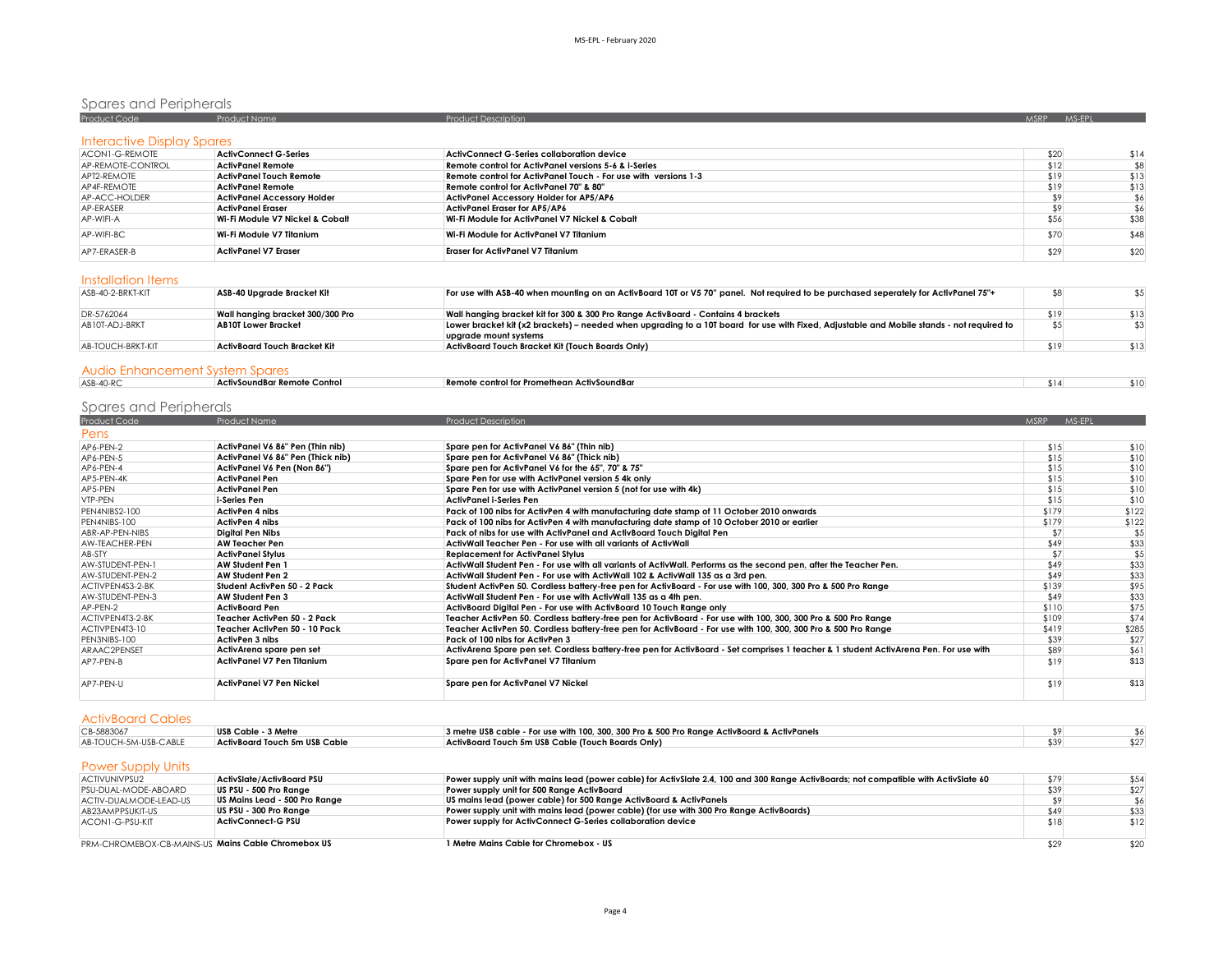## Spares and Peripherals

| Product Code | Product Name | Product Description | MSRP | MS-EPL |
|---|---|---|---|---|
| **Interactive Display Spares** | | | | |
| ACON1-G-REMOTE | **ActivConnect G-Series** | **ActivConnect G-Series collaboration device** | $20 | $14 |
| AP-REMOTE-CONTROL | **ActivPanel Remote** | **Remote control for ActivPanel versions 5-6 & i-Series** | $12 | $8 |
| APT2-REMOTE | **ActivPanel Touch Remote** | **Remote control for ActivPanel Touch - For use with versions 1-3** | $19 | $13 |
| AP4F-REMOTE | **ActivPanel Remote** | **Remote control for ActivPanel 70" & 80"** | $19 | $13 |
| AP-ACC-HOLDER | **ActivPanel Accessory Holder** | **ActivPanel Accessory Holder for AP5/AP6** | $9 | $6 |
| AP-ERASER | **ActivPanel Eraser** | **ActivPanel Eraser for AP5/AP6** | $9 | $6 |
| AP-WIFI-A | **Wi-Fi Module V7 Nickel & Cobalt** | **Wi-Fi Module for ActivPanel V7 Nickel & Cobalt** | $56 | $38 |
| AP-WIFI-BC | **Wi-Fi Module V7 Titanium** | **Wi-Fi Module for ActivPanel V7 Titanium** | $70 | $48 |
| AP7-ERASER-B | **ActivPanel V7 Eraser** | **Eraser for ActivPanel V7 Titanium** | $29 | $20 |
| **Installation Items** | | | | |
| ASB-40-2-BRKT-KIT | **ASB-40 Upgrade Bracket Kit** | **For use with ASB-40 when mounting on an ActivBoard 10T or V5 70" panel. Not required to be purchased seperately for ActivPanel 75"+** | $8 | $5 |
| DR-5762064 | **Wall hanging bracket 300/300 Pro** | **Wall hanging bracket kit for 300 & 300 Pro Range ActivBoard - Contains 4 brackets** | $19 | $13 |
| AB10T-ADJ-BRKT | **AB10T Lower Bracket** | **Lower bracket kit (x2 brackets) – needed when upgrading to a 10T board for use with Fixed, Adjustable and Mobile stands - not required to upgrade mount systems** | $5 | $3 |
| AB-TOUCH-BRKT-KIT | **ActivBoard Touch Bracket Kit** | **ActivBoard Touch Bracket Kit (Touch Boards Only)** | $19 | $13 |
| **Audio Enhancement System Spares** | | | | |
| ASB-40-RC | **ActivSoundBar Remote Control** | **Remote control for Promethean ActivSoundBar** | $14 | $10 |

## Spares and Peripherals

| Product Code | Product Name | Product Description | MSRP | MS-EPL |
|---|---|---|---|---|
| **Pens** | | | | |
| AP6-PEN-2 | **ActivPanel V6 86" Pen (Thin nib)** | **Spare pen for ActivPanel V6 86" (Thin nib)** | $15 | $10 |
| AP6-PEN-5 | **ActivPanel V6 86" Pen (Thick nib)** | **Spare pen for ActivPanel V6 86" (Thick nib)** | $15 | $10 |
| AP6-PEN-4 | **ActivPanel V6 Pen (Non 86")** | **Spare pen for ActivPanel V6 for the 65", 70" & 75"** | $15 | $10 |
| AP5-PEN-4K | **ActivPanel Pen** | **Spare Pen for use with ActivPanel version 5 4k only** | $15 | $10 |
| AP5-PEN | **ActivPanel Pen** | **Spare Pen for use with ActivPanel version 5 (not for use with 4k)** | $15 | $10 |
| VTP-PEN | **i-Series Pen** | **ActivPanel i-Series Pen** | $15 | $10 |
| PEN4NIBS2-100 | **ActivPen 4 nibs** | **Pack of 100 nibs for ActivPen 4 with manufacturing date stamp of 11 October 2010 onwards** | $179 | $122 |
| PEN4NIBS-100 | **ActivPen 4 nibs** | **Pack of 100 nibs for ActivPen 4 with manufacturing date stamp of 10 October 2010 or earlier** | $179 | $122 |
| ABR-AP-PEN-NIBS | **Digital Pen Nibs** | **Pack of nibs for use with ActivPanel and ActivBoard Touch Digital Pen** | $7 | $5 |
| AW-TEACHER-PEN | **AW Teacher Pen** | **ActivWall Teacher Pen - For use with all variants of ActivWall** | $49 | $33 |
| AB-STY | **ActivPanel Stylus** | **Replacement for ActivPanel Stylus** | $7 | $5 |
| AW-STUDENT-PEN-1 | **AW Student Pen 1** | **ActivWall Student Pen - For use with all variants of ActivWall. Performs as the second pen, after the Teacher Pen.** | $49 | $33 |
| AW-STUDENT-PEN-2 | **AW Student Pen 2** | **ActivWall Student Pen - For use with ActivWall 102 & ActivWall 135 as a 3rd pen.** | $49 | $33 |
| ACTIVPEN4S3-2-BK | **Student ActivPen 50 - 2 Pack** | **Student ActivPen 50. Cordless battery-free pen for ActivBoard - For use with 100, 300, 300 Pro & 500 Pro Range** | $139 | $95 |
| AW-STUDENT-PEN-3 | **AW Student Pen 3** | **ActivWall Student Pen - For use with ActivWall 135 as a 4th pen.** | $49 | $33 |
| AP-PEN-2 | **ActivBoard Pen** | **ActivBoard Digital Pen - For use with ActivBoard 10 Touch Range only** | $110 | $75 |
| ACTIVPEN4T3-2-BK | **Teacher ActivPen 50 - 2 Pack** | **Teacher ActivPen 50. Cordless battery-free pen for ActivBoard - For use with 100, 300, 300 Pro & 500 Pro Range** | $109 | $74 |
| ACTIVPEN4T3-10 | **Teacher ActivPen 50 - 10 Pack** | **Teacher ActivPen 50. Cordless battery-free pen for ActivBoard - For use with 100, 300, 300 Pro & 500 Pro Range** | $419 | $285 |
| PEN3NIBS-100 | **ActivPen 3 nibs** | **Pack of 100 nibs for ActivPen 3** | $39 | $27 |
| ARAAC2PENSET | **ActivArena spare pen set** | **ActivArena Spare pen set. Cordless battery-free pen for ActivBoard - Set comprises 1 teacher & 1 student ActivArena Pen. For use with** | $89 | $61 |
| AP7-PEN-B | **ActivPanel V7 Pen Titanium** | **Spare pen for ActivPanel V7 Titanium** | $19 | $13 |
| AP7-PEN-U | **ActivPanel V7 Pen Nickel** | **Spare pen for ActivPanel V7 Nickel** | $19 | $13 |
| **ActivBoard Cables** | | | | |
| CB-5883067 | **USB Cable - 3 Metre** | **3 metre USB cable - For use with 100, 300, 300 Pro & 500 Pro Range ActivBoard & ActivPanels** | $9 | $6 |
| AB-TOUCH-5M-USB-CABLE | **ActivBoard Touch 5m USB Cable** | **ActivBoard Touch 5m USB Cable (Touch Boards Only)** | $39 | $27 |
| **Power Supply Units** | | | | |
| ACTIVUNIVPSU2 | **ActivSlate/ActivBoard PSU** | **Power supply unit with mains lead (power cable) for ActivSlate 2.4, 100 and 300 Range ActivBoards; not compatible with ActivSlate 60** | $79 | $54 |
| PSU-DUAL-MODE-ABOARD | **US PSU - 500 Pro Range** | **Power supply unit for 500 Range ActivBoard** | $39 | $27 |
| ACTIV-DUALMODE-LEAD-US | **US Mains Lead - 500 Pro Range** | **US mains lead (power cable) for 500 Range ActivBoard & ActivPanels** | $9 | $6 |
| AB23AMPPSUKIT-US | **US PSU - 300 Pro Range** | **Power supply unit with mains lead (power cable) (for use with 300 Pro Range ActivBoards)** | $49 | $33 |
| ACON1-G-PSU-KIT | **ActivConnect-G PSU** | **Power supply for ActivConnect G-Series collaboration device** | $18 | $12 |
| PRM-CHROMEBOX-CB-MAINS-US | **Mains Cable Chromebox US** | **1 Metre Mains Cable for Chromebox - US** | $29 | $20 |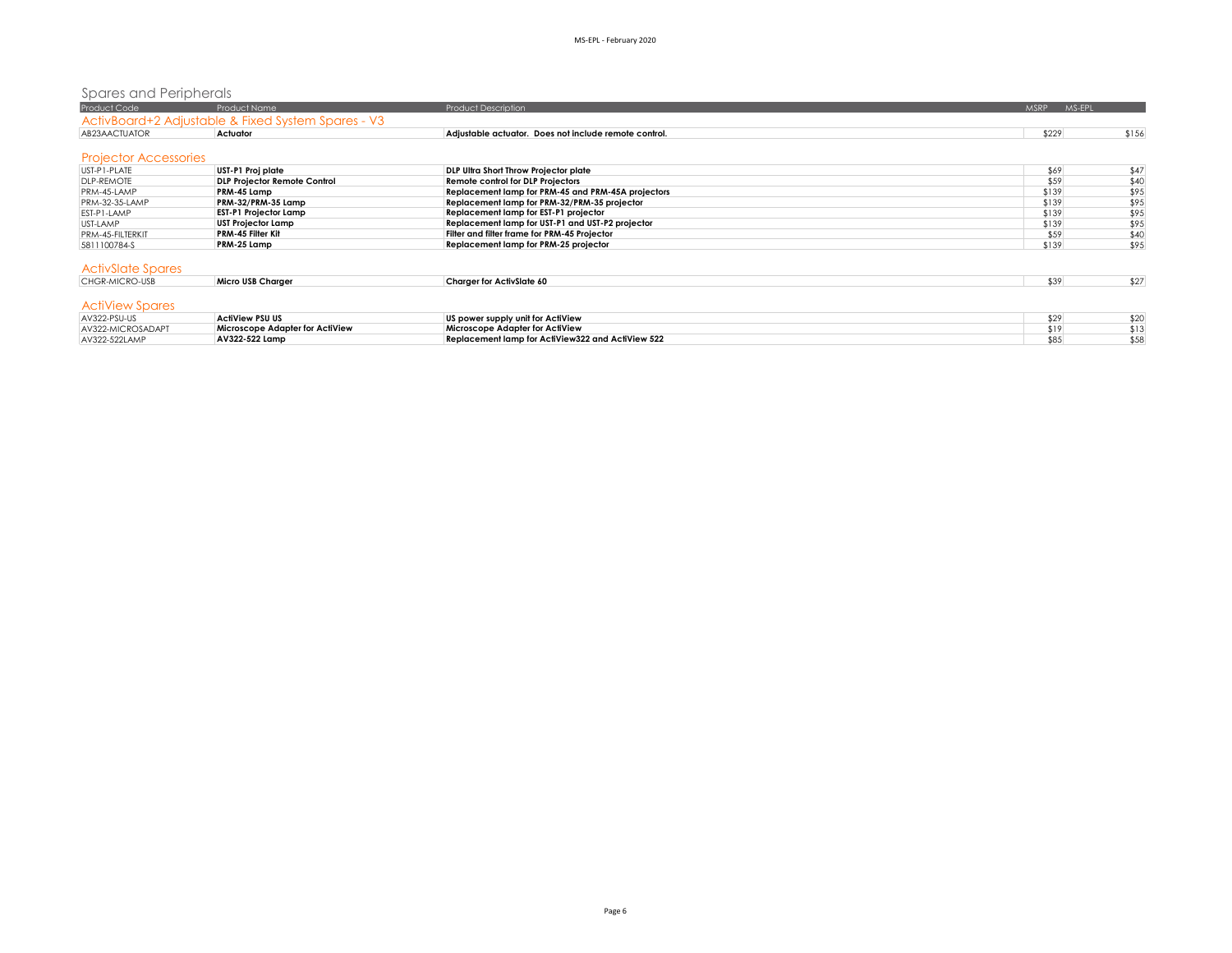## Spares and Peripherals

| Product Code | Product Name | Product Description | MSRP | MS-EPL |
| --- | --- | --- | --- | --- |
| **ActivBoard+2 Adjustable & Fixed System Spares - V3** | | | | |
| AB23AACTUATOR | **Actuator** | **Adjustable actuator. Does not include remote control.** | $229 | $156 |

### Projector Accessories

| Product Code | Product Name | Product Description | MSRP | MS-EPL |
| --- | --- | --- | --- | --- |
| UST-P1-PLATE | **UST-P1 Proj plate** | **DLP Ultra Short Throw Projector plate** | $69 | $47 |
| DLP-REMOTE | **DLP Projector Remote Control** | **Remote control for DLP Projectors** | $59 | $40 |
| PRM-45-LAMP | **PRM-45 Lamp** | **Replacement lamp for PRM-45 and PRM-45A projectors** | $139 | $95 |
| PRM-32-35-LAMP | **PRM-32/PRM-35 Lamp** | **Replacement lamp for PRM-32/PRM-35 projector** | $139 | $95 |
| EST-P1-LAMP | **EST-P1 Projector Lamp** | **Replacement lamp for EST-P1 projector** | $139 | $95 |
| UST-LAMP | **UST Projector Lamp** | **Replacement lamp for UST-P1 and UST-P2 projector** | $139 | $95 |
| PRM-45-FILTERKIT | **PRM-45 Filter Kit** | **Filter and filter frame for PRM-45 Projector** | $59 | $40 |
| 5811100784-S | **PRM-25 Lamp** | **Replacement lamp for PRM-25 projector** | $139 | $95 |

### ActivSlate Spares

| Product Code | Product Name | Product Description | MSRP | MS-EPL |
| --- | --- | --- | --- | --- |
| CHGR-MICRO-USB | **Micro USB Charger** | **Charger for ActivSlate 60** | $39 | $27 |

### ActiView Spares

| Product Code | Product Name | Product Description | MSRP | MS-EPL |
| --- | --- | --- | --- | --- |
| AV322-PSU-US | **ActiView PSU US** | **US power supply unit for ActiView** | $29 | $20 |
| AV322-MICROSADAPT | **Microscope Adapter for ActiView** | **Microscope Adapter for ActiView** | $19 | $13 |
| AV322-522LAMP | **AV322-522 Lamp** | **Replacement lamp for ActiView322 and ActiView 522** | $85 | $58 |